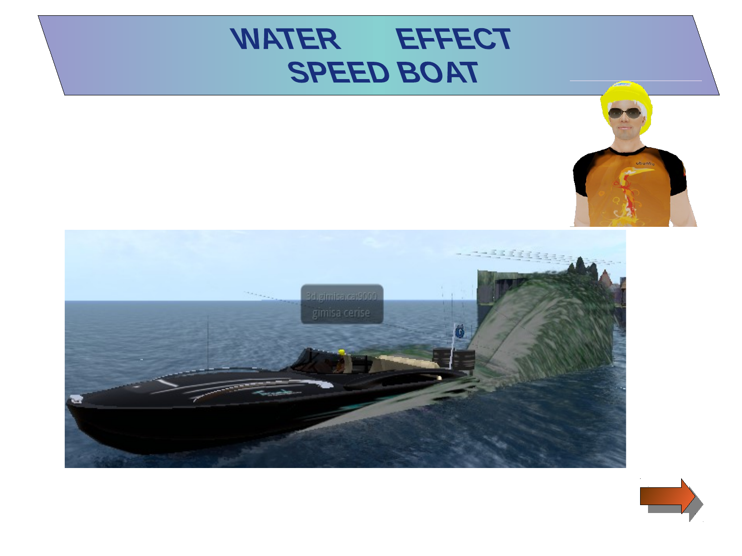# WATER EFFECT
# SPEED BOAT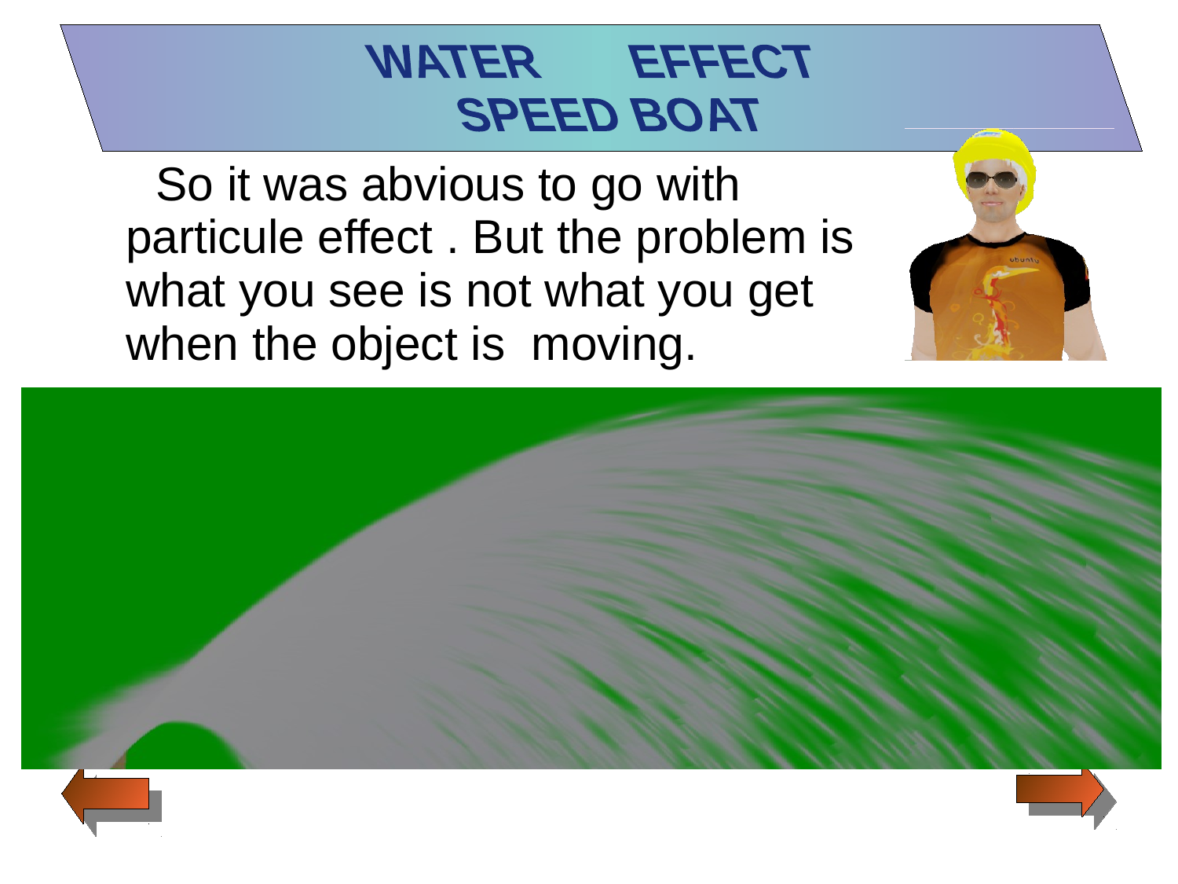# WATER EFFECT SPEED BOAT

So it was abvious to go with particule effect . But the problem is what you see is not what you get when the object is moving.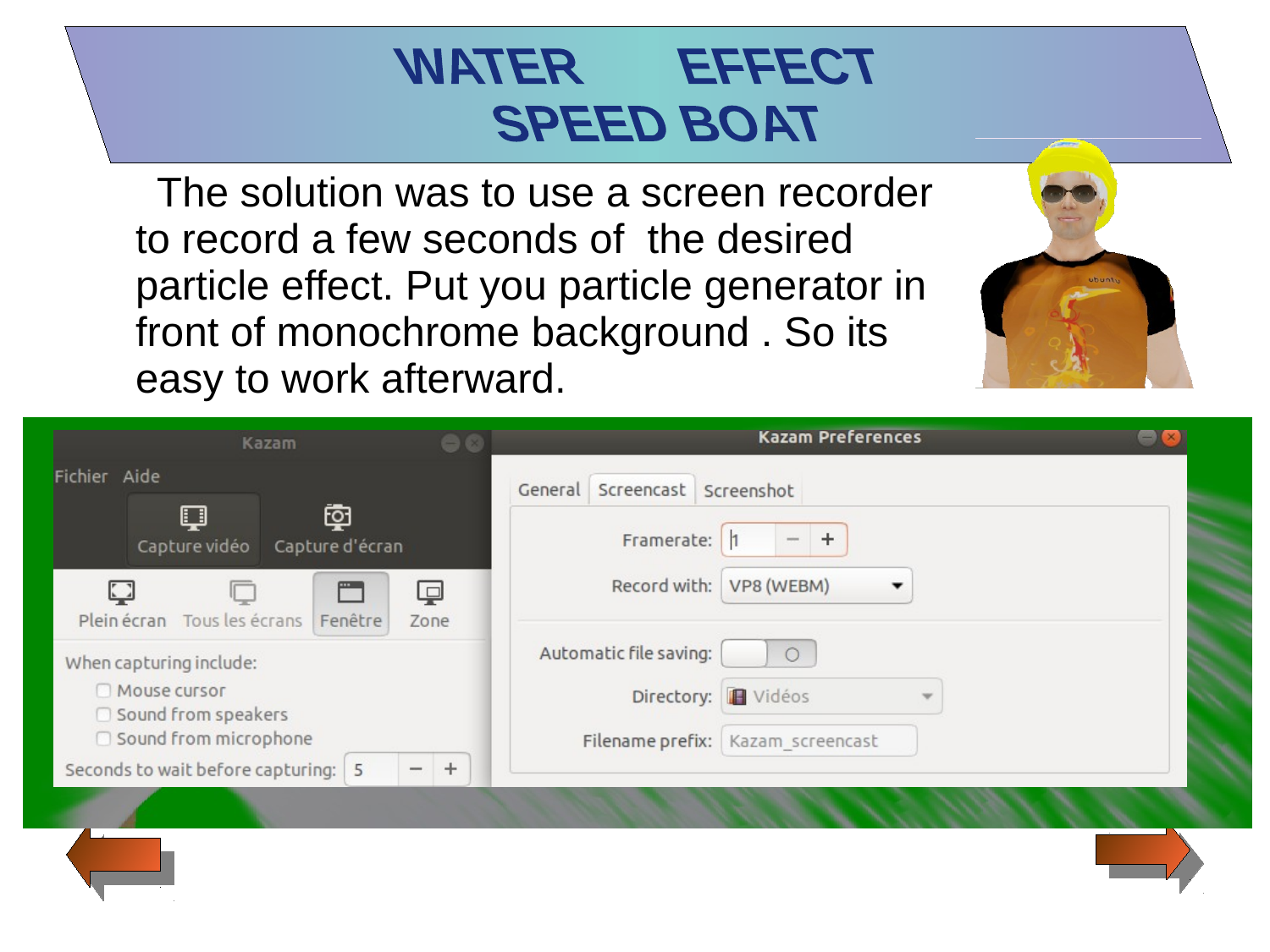# WATER EFFECT SPEED BOAT

The solution was to use a screen recorder to record a few seconds of the desired particle effect. Put you particle generator in front of monochrome background . So its easy to work afterward.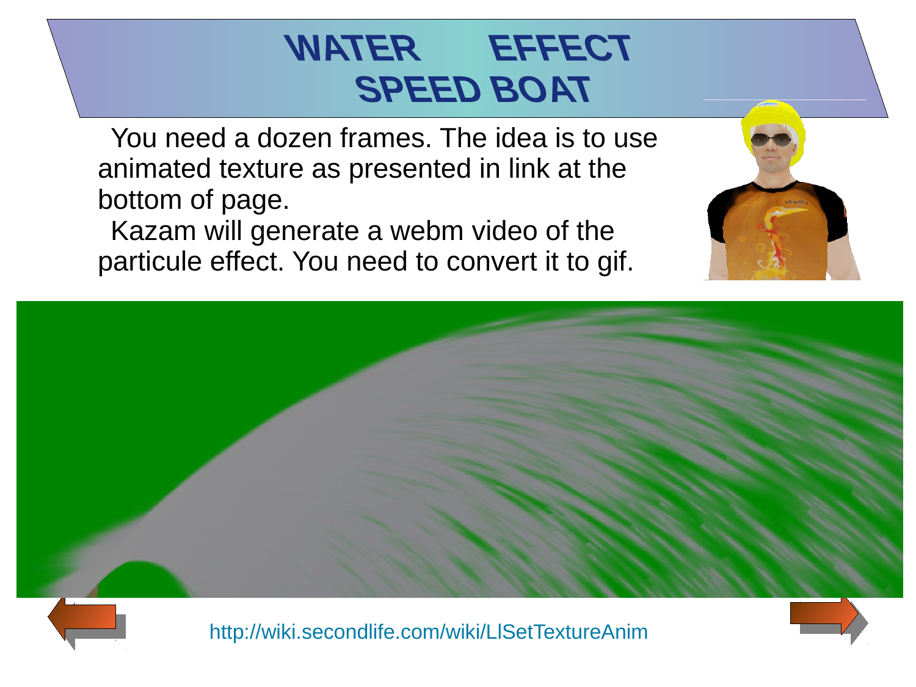# WATER EFFECT SPEED BOAT

You need a dozen frames. The idea is to use animated texture as presented in link at the bottom of page.

Kazam will generate a webm video of the particule effect. You need to convert it to gif.

http://wiki.secondlife.com/wiki/LlSetTextureAnim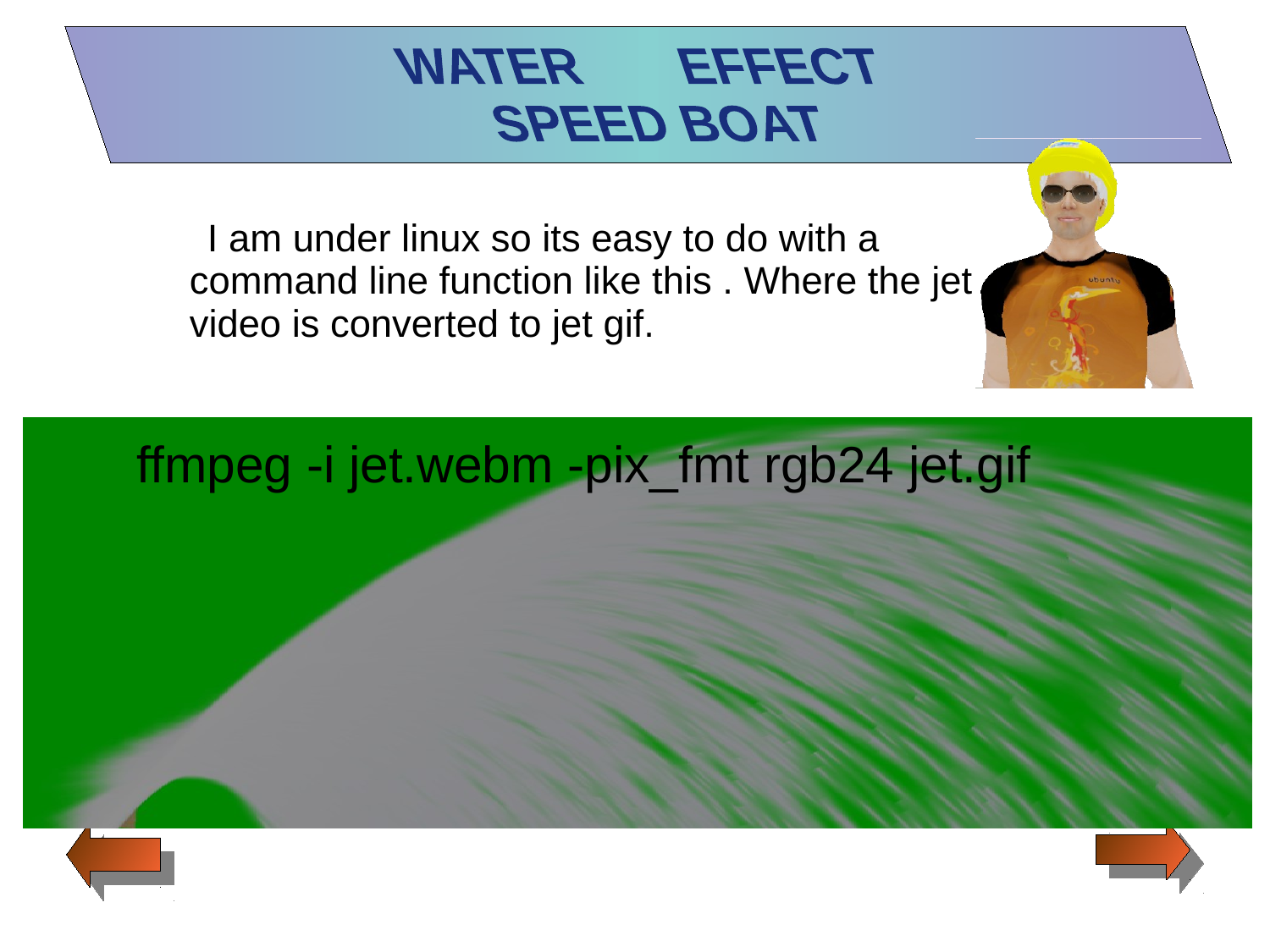# WATER EFFECT SPEED BOAT

I am under linux so its easy to do with a command line function like this . Where the jet video is converted to jet gif.

```
ffmpeg -i jet.webm -pix_fmt rgb24 jet.gif
```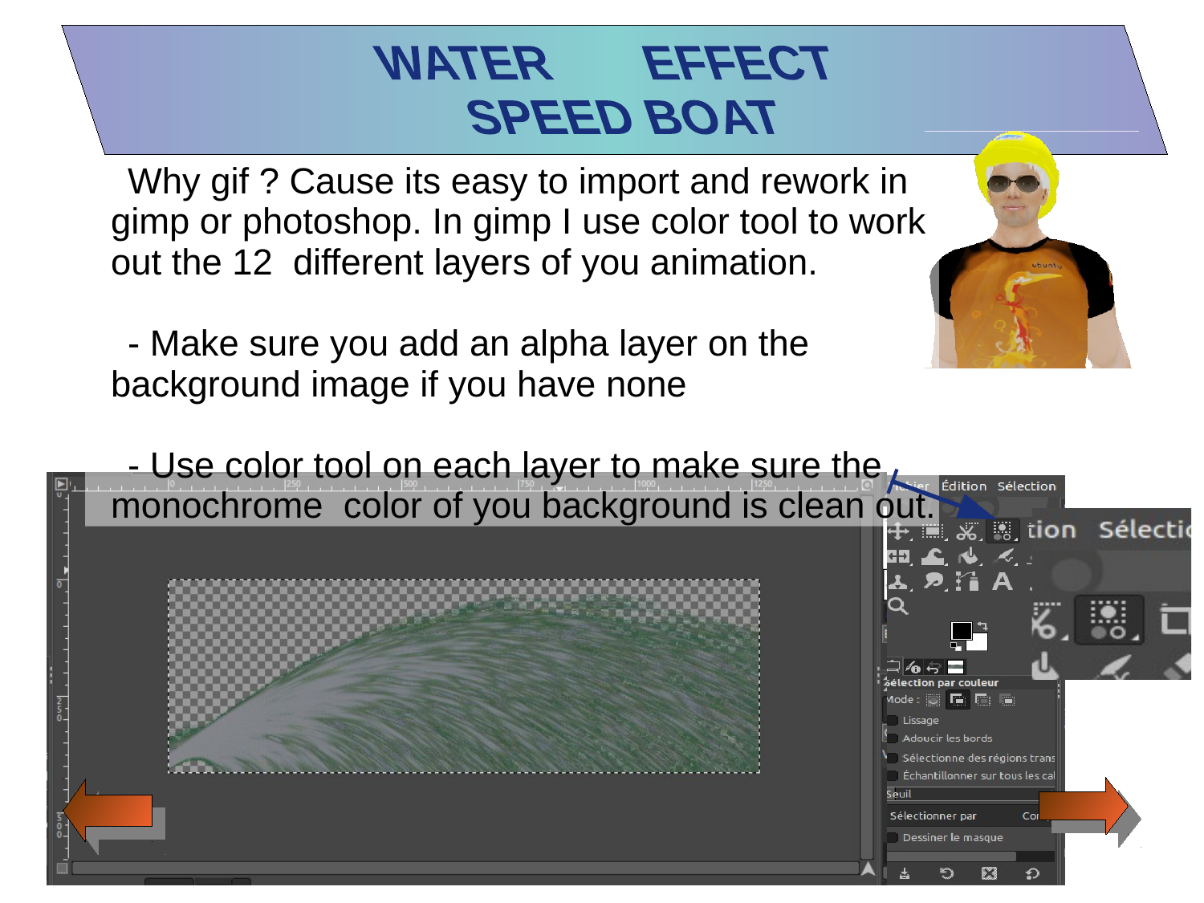# WATER EFFECT SPEED BOAT

Why gif ? Cause its easy to import and rework in gimp or photoshop. In gimp I use color tool to work out the 12 different layers of you animation.

- Make sure you add an alpha layer on the background image if you have none

- Use color tool on each layer to make sure the monochrome color of you background is clean out.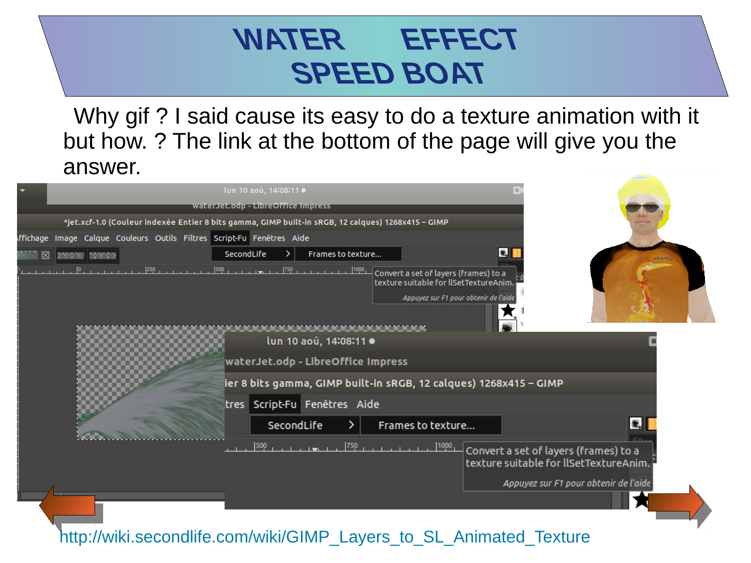# WATER EFFECT
# SPEED BOAT

Why gif ? I said cause its easy to do a texture animation with it but how. ? The link at the bottom of the page will give you the answer.

http://wiki.secondlife.com/wiki/GIMP_Layers_to_SL_Animated_Texture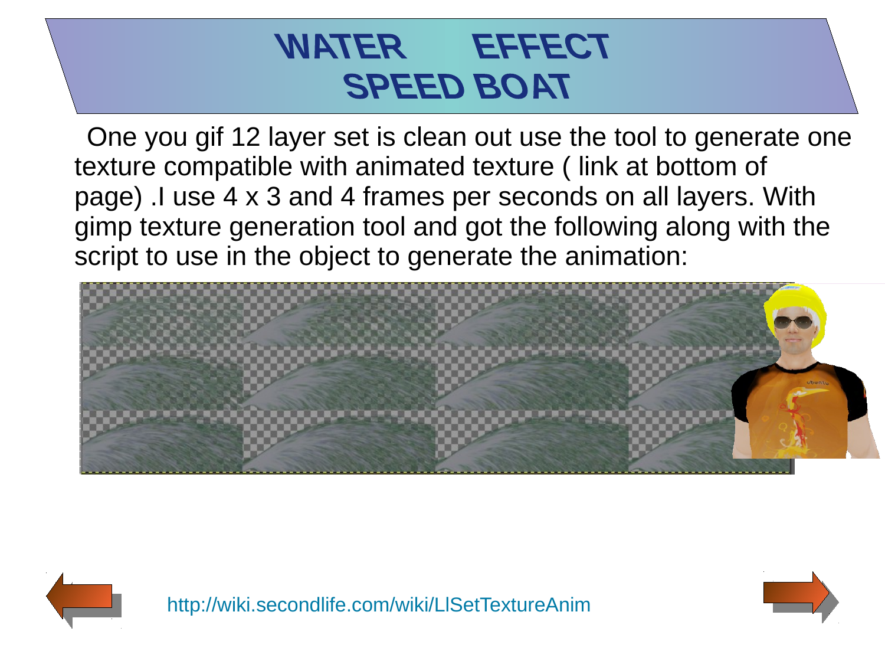# WATER EFFECT
# SPEED BOAT

One you gif 12 layer set is clean out use the tool to generate one texture compatible with animated texture ( link at bottom of page) .I use 4 x 3 and 4 frames per seconds on all layers. With gimp texture generation tool and got the following along with the script to use in the object to generate the animation:

http://wiki.secondlife.com/wiki/LlSetTextureAnim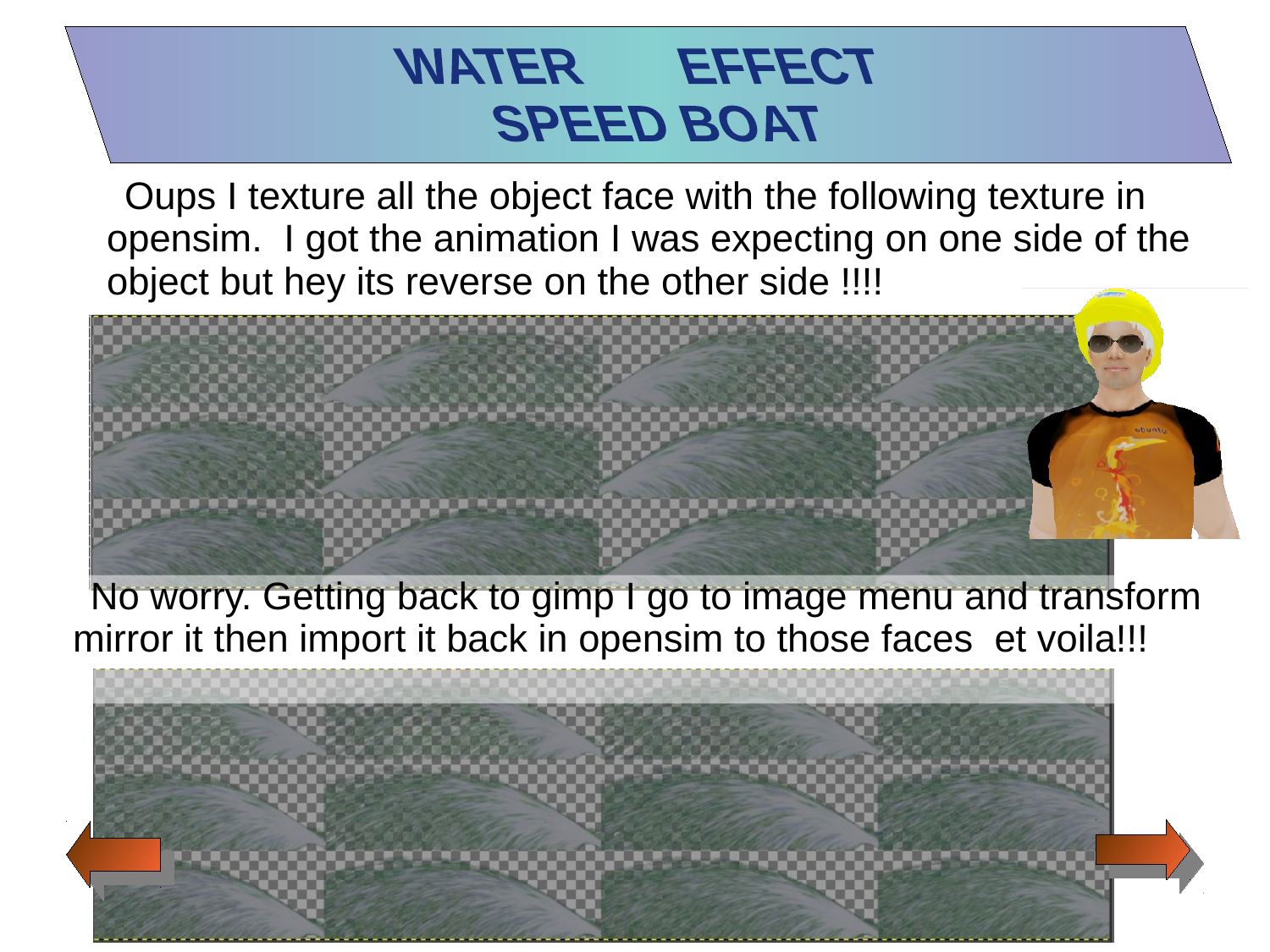# WATER EFFECT
# SPEED BOAT

Oups I texture all the object face with the following texture in opensim. I got the animation I was expecting on one side of the object but hey its reverse on the other side !!!!

No worry. Getting back to gimp I go to image menu and transform mirror it then import it back in opensim to those faces et voila!!!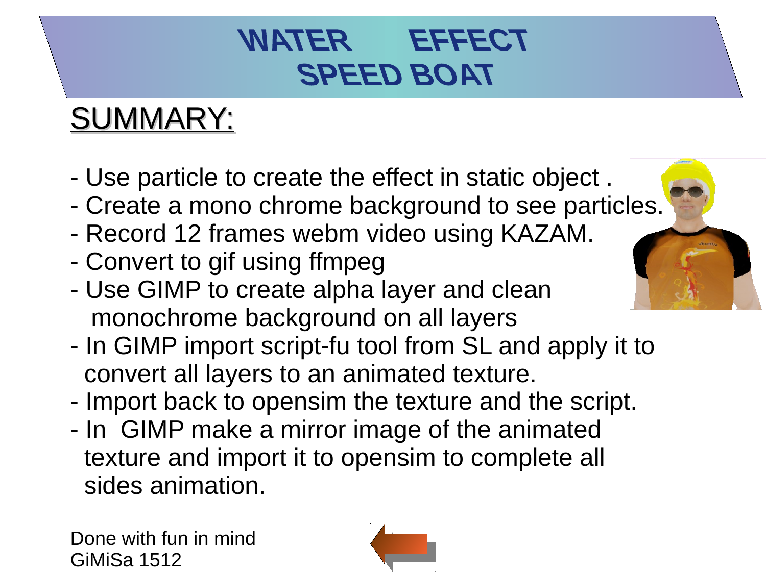# WATER EFFECT SPEED BOAT

## SUMMARY:

- Use particle to create the effect in static object .
- Create a mono chrome background to see particles.
- Record 12 frames webm video using KAZAM.
- Convert to gif using ffmpeg
- Use GIMP to create alpha layer and clean monochrome background on all layers
- In GIMP import script-fu tool from SL and apply it to convert all layers to an animated texture.
- Import back to opensim the texture and the script.
- In GIMP make a mirror image of the animated texture and import it to opensim to complete all sides animation.

Done with fun in mind
GiMiSa 1512